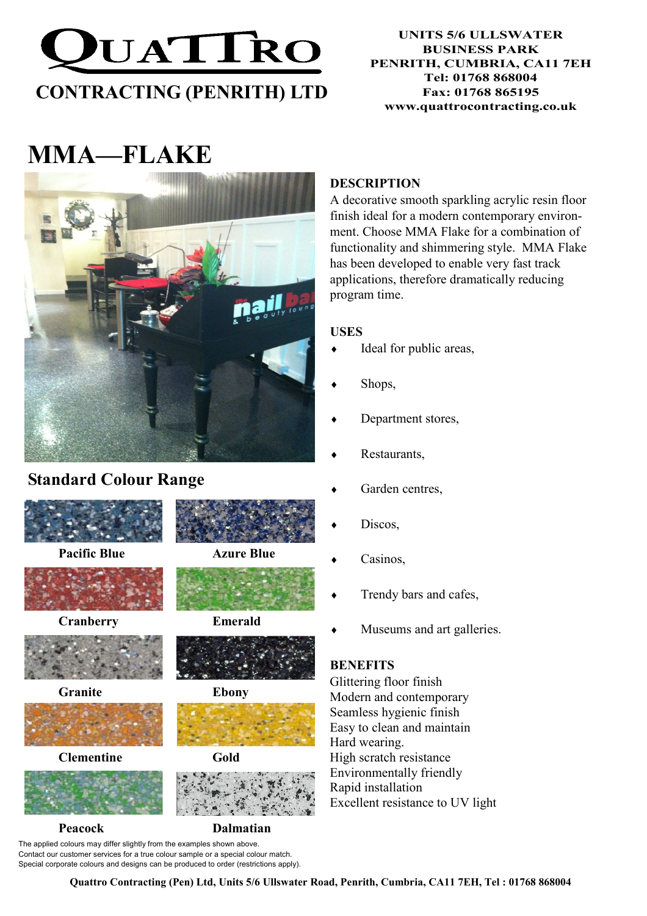# QUATTRO

## CONTRACTING (PENRITH) LTD

**UNITS 5/6 ULLSWATER BUSINESS PARK**
**PENRITH, CUMBRIA, CA11 7EH**
**Tel: 01768 868004**
**Fax: 01768 865195**
**www.quattrocontracting.co.uk**

# MMA—FLAKE

### DESCRIPTION

A decorative smooth sparkling acrylic resin floor finish ideal for a modern contemporary environment. Choose MMA Flake for a combination of functionality and shimmering style. MMA Flake has been developed to enable very fast track applications, therefore dramatically reducing program time.

### USES

- Ideal for public areas,
- Shops,
- Department stores,
- Restaurants,
- Garden centres,
- Discos,
- Casinos,
- Trendy bars and cafes,
- Museums and art galleries.

### BENEFITS

Glittering floor finish
Modern and contemporary
Seamless hygienic finish
Easy to clean and maintain
Hard wearing.
High scratch resistance
Environmentally friendly
Rapid installation
Excellent resistance to UV light

## Standard Colour Range

| | |
|---|---|
| Pacific Blue | Azure Blue |
| Cranberry | Emerald |
| Granite | Ebony |
| Clementine | Gold |
| Peacock | Dalmatian |

The applied colours may differ slightly from the examples shown above.
Contact our customer services for a true colour sample or a special colour match.
Special corporate colours and designs can be produced to order (restrictions apply).

**Quattro Contracting (Pen) Ltd, Units 5/6 Ullswater Road, Penrith, Cumbria, CA11 7EH, Tel : 01768 868004**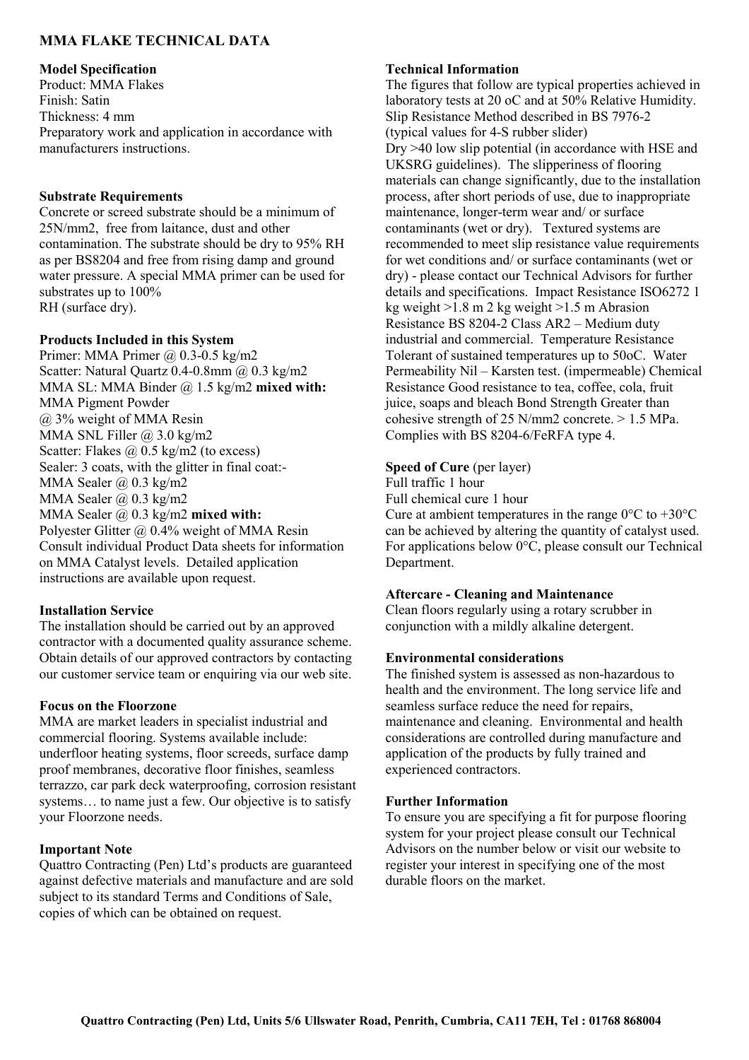# MMA FLAKE TECHNICAL DATA

### Model Specification

Product: MMA Flakes
Finish: Satin
Thickness: 4 mm
Preparatory work and application in accordance with manufacturers instructions.

### Substrate Requirements

Concrete or screed substrate should be a minimum of 25N/mm2, free from laitance, dust and other contamination. The substrate should be dry to 95% RH as per BS8204 and free from rising damp and ground water pressure. A special MMA primer can be used for substrates up to 100% RH (surface dry).

### Products Included in this System

Primer: MMA Primer @ 0.3-0.5 kg/m2
Scatter: Natural Quartz 0.4-0.8mm @ 0.3 kg/m2
MMA SL: MMA Binder @ 1.5 kg/m2 **mixed with:**
MMA Pigment Powder
@ 3% weight of MMA Resin
MMA SNL Filler @ 3.0 kg/m2
Scatter: Flakes @ 0.5 kg/m2 (to excess)
Sealer: 3 coats, with the glitter in final coat:-
MMA Sealer @ 0.3 kg/m2
MMA Sealer @ 0.3 kg/m2
MMA Sealer @ 0.3 kg/m2 **mixed with:**
Polyester Glitter @ 0.4% weight of MMA Resin
Consult individual Product Data sheets for information on MMA Catalyst levels. Detailed application instructions are available upon request.

### Installation Service

The installation should be carried out by an approved contractor with a documented quality assurance scheme. Obtain details of our approved contractors by contacting our customer service team or enquiring via our web site.

### Focus on the Floorzone

MMA are market leaders in specialist industrial and commercial flooring. Systems available include: underfloor heating systems, floor screeds, surface damp proof membranes, decorative floor finishes, seamless terrazzo, car park deck waterproofing, corrosion resistant systems… to name just a few. Our objective is to satisfy your Floorzone needs.

### Important Note

Quattro Contracting (Pen) Ltd's products are guaranteed against defective materials and manufacture and are sold subject to its standard Terms and Conditions of Sale, copies of which can be obtained on request.

### Technical Information

The figures that follow are typical properties achieved in laboratory tests at 20 oC and at 50% Relative Humidity. Slip Resistance Method described in BS 7976-2 (typical values for 4-S rubber slider)
Dry >40 low slip potential (in accordance with HSE and UKSRG guidelines). The slipperiness of flooring materials can change significantly, due to the installation process, after short periods of use, due to inappropriate maintenance, longer-term wear and/ or surface contaminants (wet or dry). Textured systems are recommended to meet slip resistance value requirements for wet conditions and/ or surface contaminants (wet or dry) - please contact our Technical Advisors for further details and specifications. Impact Resistance ISO6272 1 kg weight >1.8 m 2 kg weight >1.5 m Abrasion Resistance BS 8204-2 Class AR2 – Medium duty industrial and commercial. Temperature Resistance Tolerant of sustained temperatures up to 50oC. Water Permeability Nil – Karsten test. (impermeable) Chemical Resistance Good resistance to tea, coffee, cola, fruit juice, soaps and bleach Bond Strength Greater than cohesive strength of 25 N/mm2 concrete. > 1.5 MPa. Complies with BS 8204-6/FeRFA type 4.

### Speed of Cure (per layer)

Full traffic 1 hour
Full chemical cure 1 hour
Cure at ambient temperatures in the range 0°C to +30°C can be achieved by altering the quantity of catalyst used. For applications below 0°C, please consult our Technical Department.

### Aftercare - Cleaning and Maintenance

Clean floors regularly using a rotary scrubber in conjunction with a mildly alkaline detergent.

### Environmental considerations

The finished system is assessed as non-hazardous to health and the environment. The long service life and seamless surface reduce the need for repairs, maintenance and cleaning. Environmental and health considerations are controlled during manufacture and application of the products by fully trained and experienced contractors.

### Further Information

To ensure you are specifying a fit for purpose flooring system for your project please consult our Technical Advisors on the number below or visit our website to register your interest in specifying one of the most durable floors on the market.

**Quattro Contracting (Pen) Ltd, Units 5/6 Ullswater Road, Penrith, Cumbria, CA11 7EH, Tel : 01768 868004**